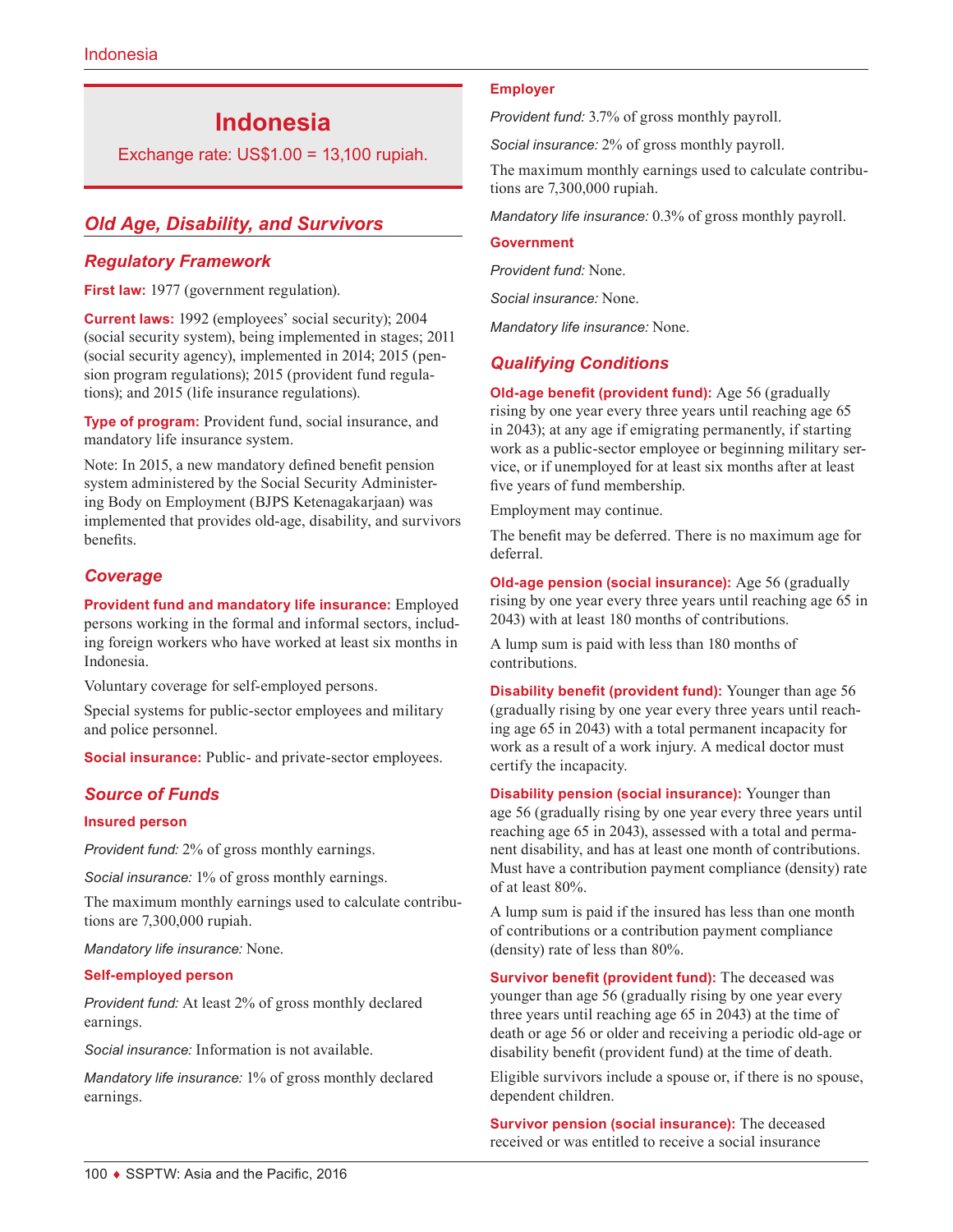# Indonesia

Exchange rate: US$1.00 = 13,100 rupiah.

## Old Age, Disability, and Survivors

### Regulatory Framework

**First law:** 1977 (government regulation).

**Current laws:** 1992 (employees' social security); 2004 (social security system), being implemented in stages; 2011 (social security agency), implemented in 2014; 2015 (pension program regulations); 2015 (provident fund regulations); and 2015 (life insurance regulations).

**Type of program:** Provident fund, social insurance, and mandatory life insurance system.

Note: In 2015, a new mandatory defined benefit pension system administered by the Social Security Administering Body on Employment (BJPS Ketenagakarjaan) was implemented that provides old-age, disability, and survivors benefits.

### Coverage

**Provident fund and mandatory life insurance:** Employed persons working in the formal and informal sectors, including foreign workers who have worked at least six months in Indonesia.

Voluntary coverage for self-employed persons.

Special systems for public-sector employees and military and police personnel.

**Social insurance:** Public- and private-sector employees.

### Source of Funds

#### Insured person

*Provident fund:* 2% of gross monthly earnings.

*Social insurance:* 1% of gross monthly earnings.

The maximum monthly earnings used to calculate contributions are 7,300,000 rupiah.

*Mandatory life insurance:* None.

#### Self-employed person

*Provident fund:* At least 2% of gross monthly declared earnings.

*Social insurance:* Information is not available.

*Mandatory life insurance:* 1% of gross monthly declared earnings.

#### Employer

*Provident fund:* 3.7% of gross monthly payroll.

*Social insurance:* 2% of gross monthly payroll.

The maximum monthly earnings used to calculate contributions are 7,300,000 rupiah.

*Mandatory life insurance:* 0.3% of gross monthly payroll.

#### Government

*Provident fund:* None.

*Social insurance:* None.

*Mandatory life insurance:* None.

### Qualifying Conditions

**Old-age benefit (provident fund):** Age 56 (gradually rising by one year every three years until reaching age 65 in 2043); at any age if emigrating permanently, if starting work as a public-sector employee or beginning military service, or if unemployed for at least six months after at least five years of fund membership.

Employment may continue.

The benefit may be deferred. There is no maximum age for deferral.

**Old-age pension (social insurance):** Age 56 (gradually rising by one year every three years until reaching age 65 in 2043) with at least 180 months of contributions.

A lump sum is paid with less than 180 months of contributions.

**Disability benefit (provident fund):** Younger than age 56 (gradually rising by one year every three years until reaching age 65 in 2043) with a total permanent incapacity for work as a result of a work injury. A medical doctor must certify the incapacity.

**Disability pension (social insurance):** Younger than age 56 (gradually rising by one year every three years until reaching age 65 in 2043), assessed with a total and permanent disability, and has at least one month of contributions. Must have a contribution payment compliance (density) rate of at least 80%.

A lump sum is paid if the insured has less than one month of contributions or a contribution payment compliance (density) rate of less than 80%.

**Survivor benefit (provident fund):** The deceased was younger than age 56 (gradually rising by one year every three years until reaching age 65 in 2043) at the time of death or age 56 or older and receiving a periodic old-age or disability benefit (provident fund) at the time of death.

Eligible survivors include a spouse or, if there is no spouse, dependent children.

**Survivor pension (social insurance):** The deceased received or was entitled to receive a social insurance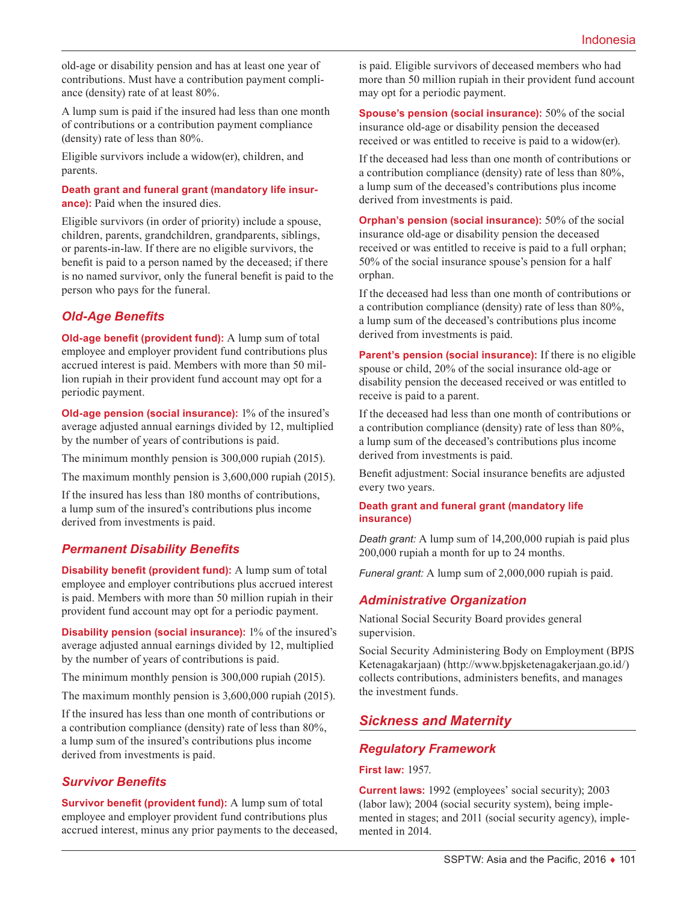old-age or disability pension and has at least one year of contributions. Must have a contribution payment compliance (density) rate of at least 80%.

A lump sum is paid if the insured had less than one month of contributions or a contribution payment compliance (density) rate of less than 80%.

Eligible survivors include a widow(er), children, and parents.

**Death grant and funeral grant (mandatory life insurance):** Paid when the insured dies.

Eligible survivors (in order of priority) include a spouse, children, parents, grandchildren, grandparents, siblings, or parents-in-law. If there are no eligible survivors, the benefit is paid to a person named by the deceased; if there is no named survivor, only the funeral benefit is paid to the person who pays for the funeral.

### *Old-Age Benefits*

**Old-age benefit (provident fund):** A lump sum of total employee and employer provident fund contributions plus accrued interest is paid. Members with more than 50 million rupiah in their provident fund account may opt for a periodic payment.

**Old-age pension (social insurance):** 1% of the insured's average adjusted annual earnings divided by 12, multiplied by the number of years of contributions is paid.

The minimum monthly pension is 300,000 rupiah (2015).

The maximum monthly pension is 3,600,000 rupiah (2015).

If the insured has less than 180 months of contributions, a lump sum of the insured's contributions plus income derived from investments is paid.

### *Permanent Disability Benefits*

**Disability benefit (provident fund):** A lump sum of total employee and employer contributions plus accrued interest is paid. Members with more than 50 million rupiah in their provident fund account may opt for a periodic payment.

**Disability pension (social insurance):** 1% of the insured's average adjusted annual earnings divided by 12, multiplied by the number of years of contributions is paid.

The minimum monthly pension is 300,000 rupiah (2015).

The maximum monthly pension is 3,600,000 rupiah (2015).

If the insured has less than one month of contributions or a contribution compliance (density) rate of less than 80%, a lump sum of the insured's contributions plus income derived from investments is paid.

### *Survivor Benefits*

**Survivor benefit (provident fund):** A lump sum of total employee and employer provident fund contributions plus accrued interest, minus any prior payments to the deceased, is paid. Eligible survivors of deceased members who had more than 50 million rupiah in their provident fund account may opt for a periodic payment.

**Spouse's pension (social insurance):** 50% of the social insurance old-age or disability pension the deceased received or was entitled to receive is paid to a widow(er).

If the deceased had less than one month of contributions or a contribution compliance (density) rate of less than 80%, a lump sum of the deceased's contributions plus income derived from investments is paid.

**Orphan's pension (social insurance):** 50% of the social insurance old-age or disability pension the deceased received or was entitled to receive is paid to a full orphan; 50% of the social insurance spouse's pension for a half orphan.

If the deceased had less than one month of contributions or a contribution compliance (density) rate of less than 80%, a lump sum of the deceased's contributions plus income derived from investments is paid.

**Parent's pension (social insurance):** If there is no eligible spouse or child, 20% of the social insurance old-age or disability pension the deceased received or was entitled to receive is paid to a parent.

If the deceased had less than one month of contributions or a contribution compliance (density) rate of less than 80%, a lump sum of the deceased's contributions plus income derived from investments is paid.

Benefit adjustment: Social insurance benefits are adjusted every two years.

**Death grant and funeral grant (mandatory life insurance)**

*Death grant:* A lump sum of 14,200,000 rupiah is paid plus 200,000 rupiah a month for up to 24 months.

*Funeral grant:* A lump sum of 2,000,000 rupiah is paid.

### *Administrative Organization*

National Social Security Board provides general supervision.

Social Security Administering Body on Employment (BPJS Ketenagakarjaan) (http://www.bpjsketenagakerjaan.go.id/) collects contributions, administers benefits, and manages the investment funds.

## *Sickness and Maternity*

### *Regulatory Framework*

**First law:** 1957.

**Current laws:** 1992 (employees' social security); 2003 (labor law); 2004 (social security system), being implemented in stages; and 2011 (social security agency), implemented in 2014.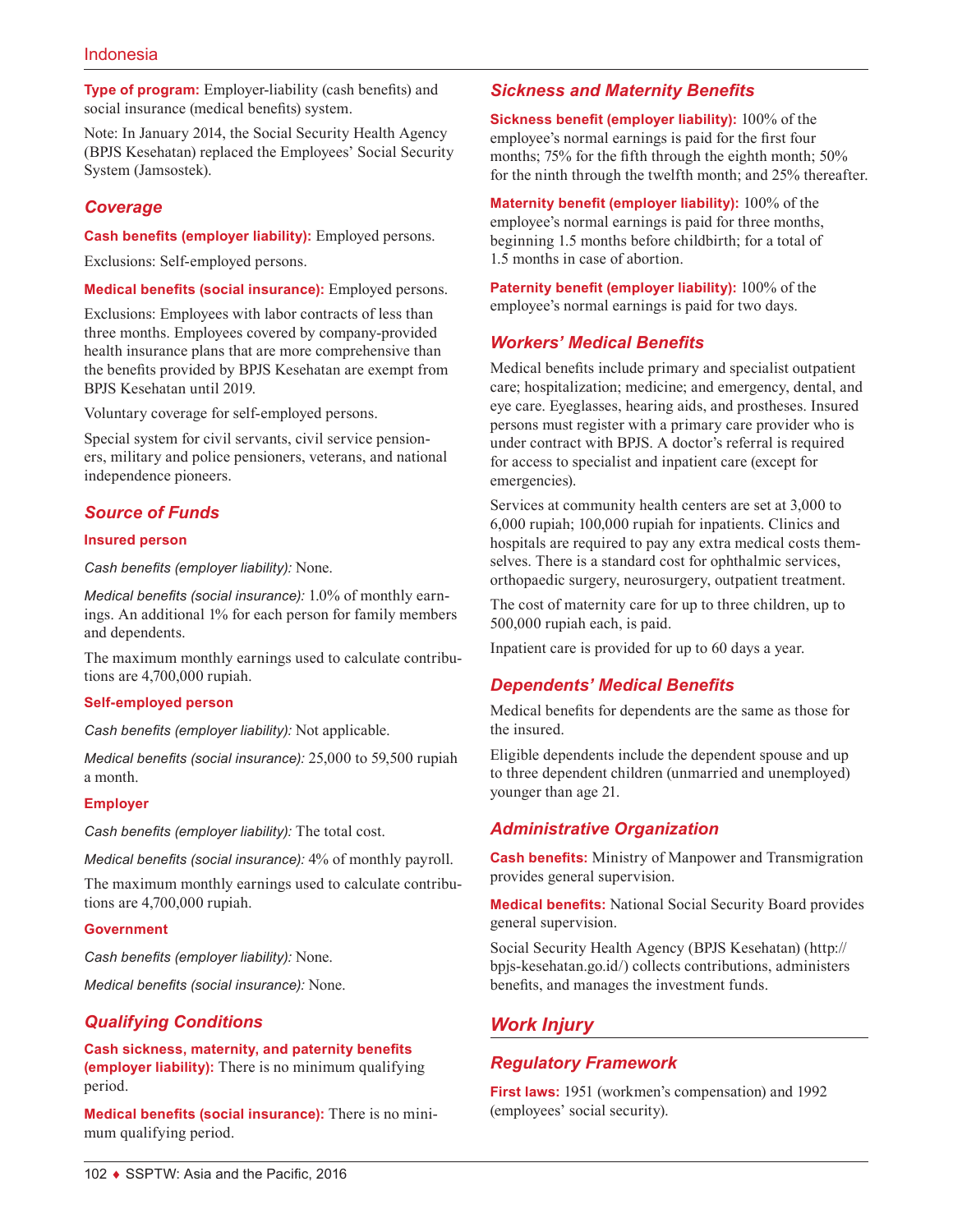**Type of program:** Employer-liability (cash benefits) and social insurance (medical benefits) system.

Note: In January 2014, the Social Security Health Agency (BPJS Kesehatan) replaced the Employees' Social Security System (Jamsostek).

### Coverage

**Cash benefits (employer liability):** Employed persons.

Exclusions: Self-employed persons.

**Medical benefits (social insurance):** Employed persons.

Exclusions: Employees with labor contracts of less than three months. Employees covered by company-provided health insurance plans that are more comprehensive than the benefits provided by BPJS Kesehatan are exempt from BPJS Kesehatan until 2019.

Voluntary coverage for self-employed persons.

Special system for civil servants, civil service pensioners, military and police pensioners, veterans, and national independence pioneers.

### Source of Funds

**Insured person**

*Cash benefits (employer liability):* None.

*Medical benefits (social insurance):* 1.0% of monthly earnings. An additional 1% for each person for family members and dependents.

The maximum monthly earnings used to calculate contributions are 4,700,000 rupiah.

**Self-employed person**

*Cash benefits (employer liability):* Not applicable.

*Medical benefits (social insurance):* 25,000 to 59,500 rupiah a month.

**Employer**

*Cash benefits (employer liability):* The total cost.

*Medical benefits (social insurance):* 4% of monthly payroll.

The maximum monthly earnings used to calculate contributions are 4,700,000 rupiah.

**Government**

*Cash benefits (employer liability):* None.

*Medical benefits (social insurance):* None.

### Qualifying Conditions

**Cash sickness, maternity, and paternity benefits (employer liability):** There is no minimum qualifying period.

**Medical benefits (social insurance):** There is no minimum qualifying period.

### Sickness and Maternity Benefits

**Sickness benefit (employer liability):** 100% of the employee's normal earnings is paid for the first four months; 75% for the fifth through the eighth month; 50% for the ninth through the twelfth month; and 25% thereafter.

**Maternity benefit (employer liability):** 100% of the employee's normal earnings is paid for three months, beginning 1.5 months before childbirth; for a total of 1.5 months in case of abortion.

**Paternity benefit (employer liability):** 100% of the employee's normal earnings is paid for two days.

### Workers' Medical Benefits

Medical benefits include primary and specialist outpatient care; hospitalization; medicine; and emergency, dental, and eye care. Eyeglasses, hearing aids, and prostheses. Insured persons must register with a primary care provider who is under contract with BPJS. A doctor's referral is required for access to specialist and inpatient care (except for emergencies).

Services at community health centers are set at 3,000 to 6,000 rupiah; 100,000 rupiah for inpatients. Clinics and hospitals are required to pay any extra medical costs themselves. There is a standard cost for ophthalmic services, orthopaedic surgery, neurosurgery, outpatient treatment.

The cost of maternity care for up to three children, up to 500,000 rupiah each, is paid.

Inpatient care is provided for up to 60 days a year.

### Dependents' Medical Benefits

Medical benefits for dependents are the same as those for the insured.

Eligible dependents include the dependent spouse and up to three dependent children (unmarried and unemployed) younger than age 21.

### Administrative Organization

**Cash benefits:** Ministry of Manpower and Transmigration provides general supervision.

**Medical benefits:** National Social Security Board provides general supervision.

Social Security Health Agency (BPJS Kesehatan) (http://bpjs-kesehatan.go.id/) collects contributions, administers benefits, and manages the investment funds.

## Work Injury

### Regulatory Framework

**First laws:** 1951 (workmen's compensation) and 1992 (employees' social security).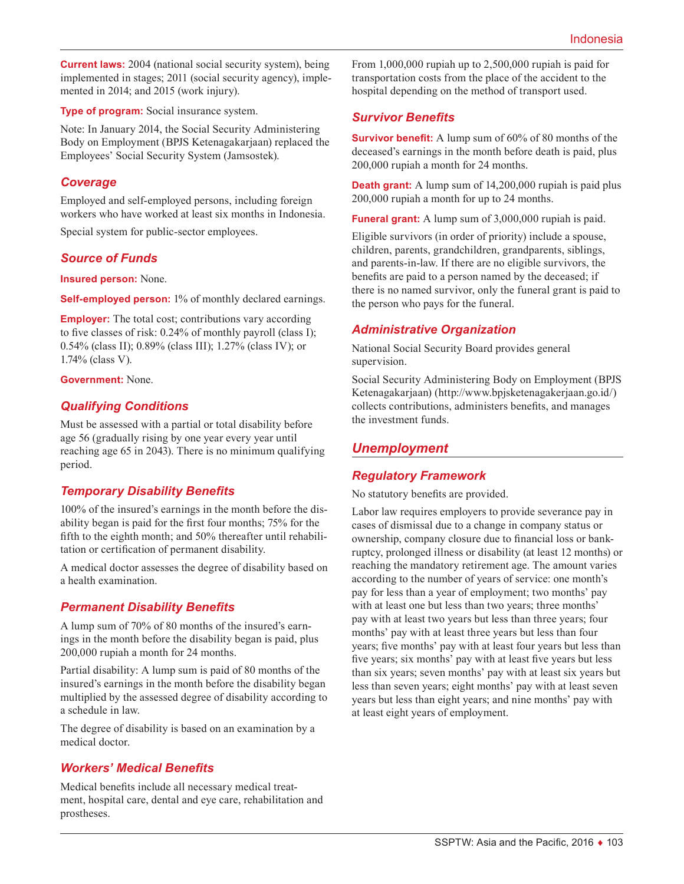**Current laws:** 2004 (national social security system), being implemented in stages; 2011 (social security agency), implemented in 2014; and 2015 (work injury).

**Type of program:** Social insurance system.

Note: In January 2014, the Social Security Administering Body on Employment (BPJS Ketenagakarjaan) replaced the Employees' Social Security System (Jamsostek).

### Coverage

Employed and self-employed persons, including foreign workers who have worked at least six months in Indonesia.

Special system for public-sector employees.

### Source of Funds

**Insured person:** None.

**Self-employed person:** 1% of monthly declared earnings.

**Employer:** The total cost; contributions vary according to five classes of risk: 0.24% of monthly payroll (class I); 0.54% (class II); 0.89% (class III); 1.27% (class IV); or 1.74% (class V).

**Government:** None.

### Qualifying Conditions

Must be assessed with a partial or total disability before age 56 (gradually rising by one year every year until reaching age 65 in 2043). There is no minimum qualifying period.

### Temporary Disability Benefits

100% of the insured's earnings in the month before the disability began is paid for the first four months; 75% for the fifth to the eighth month; and 50% thereafter until rehabilitation or certification of permanent disability.

A medical doctor assesses the degree of disability based on a health examination.

### Permanent Disability Benefits

A lump sum of 70% of 80 months of the insured's earnings in the month before the disability began is paid, plus 200,000 rupiah a month for 24 months.

Partial disability: A lump sum is paid of 80 months of the insured's earnings in the month before the disability began multiplied by the assessed degree of disability according to a schedule in law.

The degree of disability is based on an examination by a medical doctor.

### Workers' Medical Benefits

Medical benefits include all necessary medical treatment, hospital care, dental and eye care, rehabilitation and prostheses.

From 1,000,000 rupiah up to 2,500,000 rupiah is paid for transportation costs from the place of the accident to the hospital depending on the method of transport used.

### Survivor Benefits

**Survivor benefit:** A lump sum of 60% of 80 months of the deceased's earnings in the month before death is paid, plus 200,000 rupiah a month for 24 months.

**Death grant:** A lump sum of 14,200,000 rupiah is paid plus 200,000 rupiah a month for up to 24 months.

**Funeral grant:** A lump sum of 3,000,000 rupiah is paid.

Eligible survivors (in order of priority) include a spouse, children, parents, grandchildren, grandparents, siblings, and parents-in-law. If there are no eligible survivors, the benefits are paid to a person named by the deceased; if there is no named survivor, only the funeral grant is paid to the person who pays for the funeral.

### Administrative Organization

National Social Security Board provides general supervision.

Social Security Administering Body on Employment (BPJS Ketenagakarjaan) (http://www.bpjsketenagakerjaan.go.id/) collects contributions, administers benefits, and manages the investment funds.

## Unemployment

### Regulatory Framework

No statutory benefits are provided.

Labor law requires employers to provide severance pay in cases of dismissal due to a change in company status or ownership, company closure due to financial loss or bankruptcy, prolonged illness or disability (at least 12 months) or reaching the mandatory retirement age. The amount varies according to the number of years of service: one month's pay for less than a year of employment; two months' pay with at least one but less than two years; three months' pay with at least two years but less than three years; four months' pay with at least three years but less than four years; five months' pay with at least four years but less than five years; six months' pay with at least five years but less than six years; seven months' pay with at least six years but less than seven years; eight months' pay with at least seven years but less than eight years; and nine months' pay with at least eight years of employment.